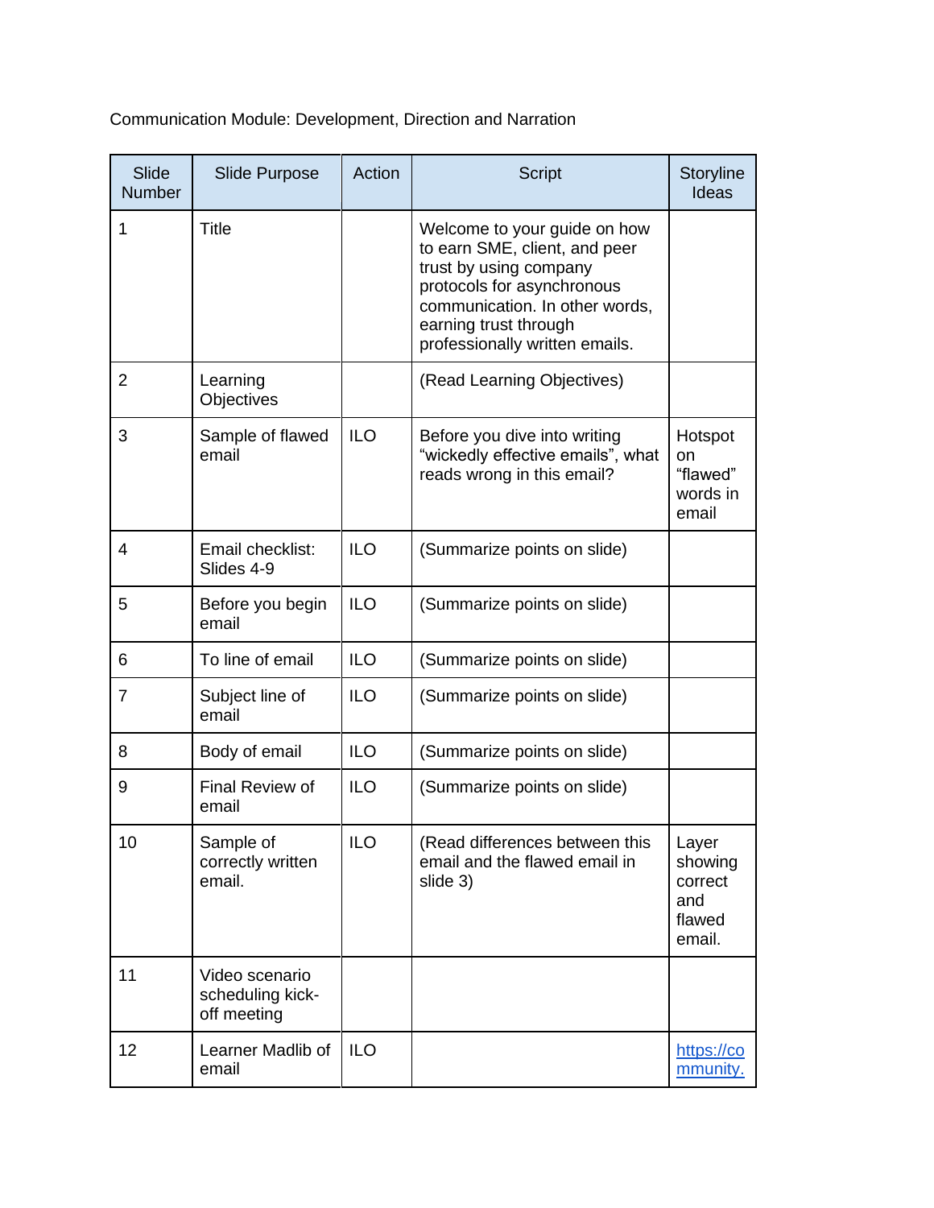Communication Module: Development, Direction and Narration

| Slide Number | Slide Purpose | Action | Script | Storyline Ideas |
|---|---|---|---|---|
| 1 | Title | | Welcome to your guide on how to earn SME, client, and peer trust by using company protocols for asynchronous communication. In other words, earning trust through professionally written emails. | |
| 2 | Learning Objectives | | (Read Learning Objectives) | |
| 3 | Sample of flawed email | ILO | Before you dive into writing “wickedly effective emails”, what reads wrong in this email? | Hotspot on “flawed” words in email |
| 4 | Email checklist: Slides 4-9 | ILO | (Summarize points on slide) | |
| 5 | Before you begin email | ILO | (Summarize points on slide) | |
| 6 | To line of email | ILO | (Summarize points on slide) | |
| 7 | Subject line of email | ILO | (Summarize points on slide) | |
| 8 | Body of email | ILO | (Summarize points on slide) | |
| 9 | Final Review of email | ILO | (Summarize points on slide) | |
| 10 | Sample of correctly written email. | ILO | (Read differences between this email and the flawed email in slide 3) | Layer showing correct and flawed email. |
| 11 | Video scenario scheduling kick-off meeting | | | |
| 12 | Learner Madlib of email | ILO | | [https://community.](https://community.) |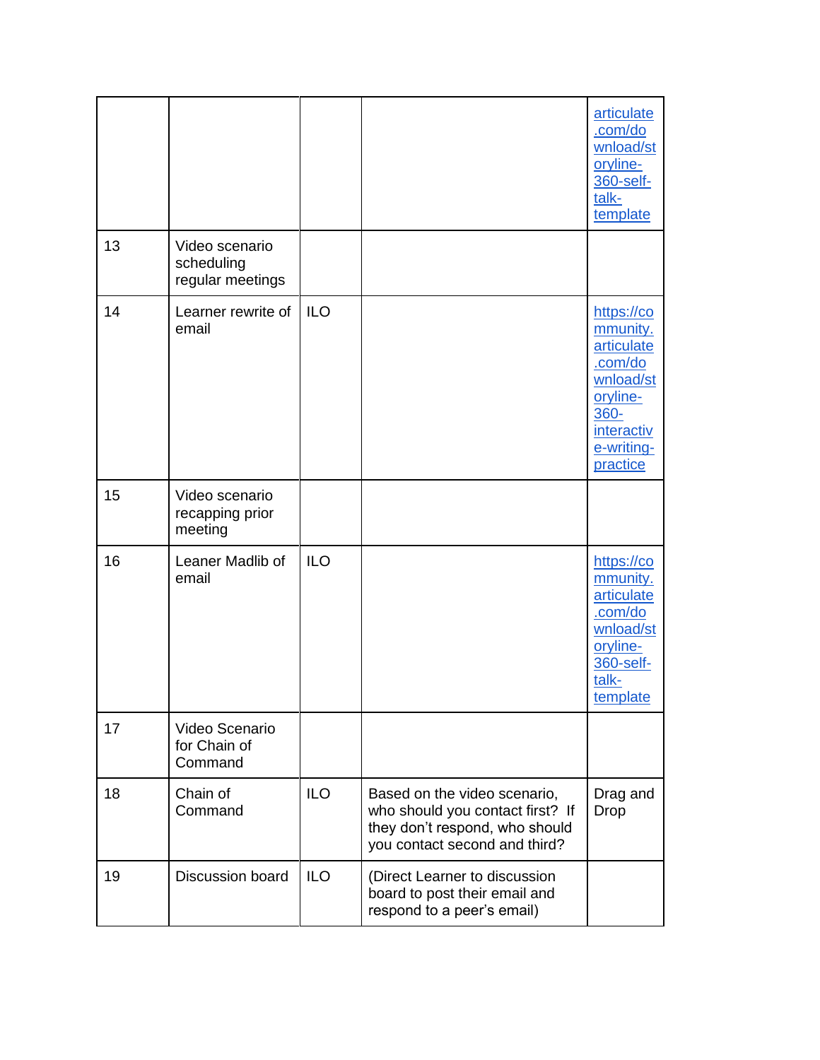| | | | | |
|---|---|---|---|---|
| | | | | articulate.com/download/storyline-360-self-talk-template |
| 13 | Video scenario scheduling regular meetings | | | |
| 14 | Learner rewrite of email | ILO | | https://community.articulate.com/download/storyline-360-interactive-writing-practice |
| 15 | Video scenario recapping prior meeting | | | |
| 16 | Leaner Madlib of email | ILO | | https://community.articulate.com/download/storyline-360-self-talk-template |
| 17 | Video Scenario for Chain of Command | | | |
| 18 | Chain of Command | ILO | Based on the video scenario, who should you contact first? If they don't respond, who should you contact second and third? | Drag and Drop |
| 19 | Discussion board | ILO | (Direct Learner to discussion board to post their email and respond to a peer's email) | |